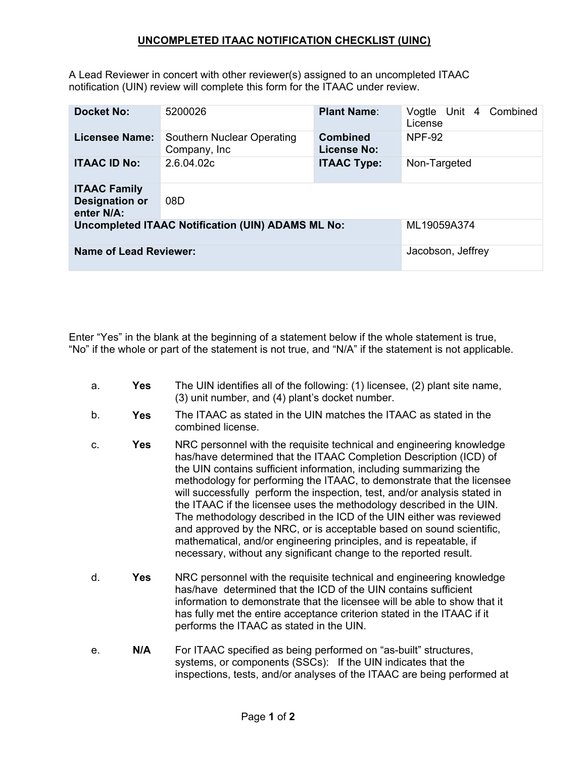## UNCOMPLETED ITAAC NOTIFICATION CHECKLIST (UINC)

A Lead Reviewer in concert with other reviewer(s) assigned to an uncompleted ITAAC notification (UIN) review will complete this form for the ITAAC under review.

| | | | |
|---|---|---|---|
| **Docket No:** | 5200026 | **Plant Name:** | Vogtle Unit 4 Combined License |
| **Licensee Name:** | Southern Nuclear Operating Company, Inc | **Combined License No:** | NPF-92 |
| **ITAAC ID No:** | 2.6.04.02c | **ITAAC Type:** | Non-Targeted |
| **ITAAC Family Designation or enter N/A:** | 08D | | |
| **Uncompleted ITAAC Notification (UIN) ADAMS ML No:** | | | ML19059A374 |
| **Name of Lead Reviewer:** | | | Jacobson, Jeffrey |

Enter "Yes" in the blank at the beginning of a statement below if the whole statement is true, "No" if the whole or part of the statement is not true, and "N/A" if the statement is not applicable.

a. **Yes** The UIN identifies all of the following: (1) licensee, (2) plant site name, (3) unit number, and (4) plant's docket number.

b. **Yes** The ITAAC as stated in the UIN matches the ITAAC as stated in the combined license.

c. **Yes** NRC personnel with the requisite technical and engineering knowledge has/have determined that the ITAAC Completion Description (ICD) of the UIN contains sufficient information, including summarizing the methodology for performing the ITAAC, to demonstrate that the licensee will successfully perform the inspection, test, and/or analysis stated in the ITAAC if the licensee uses the methodology described in the UIN. The methodology described in the ICD of the UIN either was reviewed and approved by the NRC, or is acceptable based on sound scientific, mathematical, and/or engineering principles, and is repeatable, if necessary, without any significant change to the reported result.

d. **Yes** NRC personnel with the requisite technical and engineering knowledge has/have determined that the ICD of the UIN contains sufficient information to demonstrate that the licensee will be able to show that it has fully met the entire acceptance criterion stated in the ITAAC if it performs the ITAAC as stated in the UIN.

e. **N/A** For ITAAC specified as being performed on "as-built" structures, systems, or components (SSCs): If the UIN indicates that the inspections, tests, and/or analyses of the ITAAC are being performed at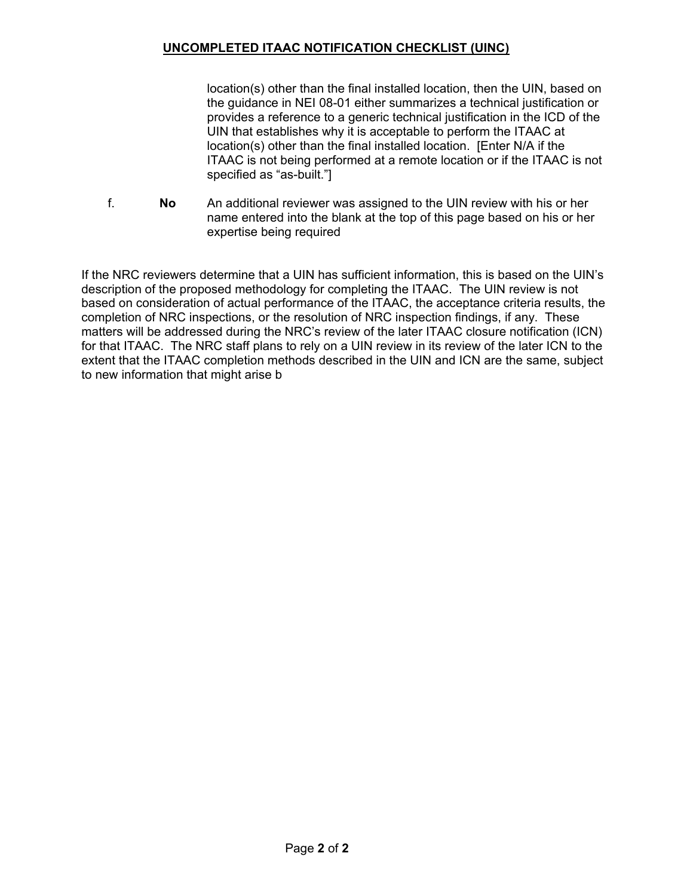location(s) other than the final installed location, then the UIN, based on the guidance in NEI 08-01 either summarizes a technical justification or provides a reference to a generic technical justification in the ICD of the UIN that establishes why it is acceptable to perform the ITAAC at location(s) other than the final installed location. [Enter N/A if the ITAAC is not being performed at a remote location or if the ITAAC is not specified as "as-built."]

f. **No** An additional reviewer was assigned to the UIN review with his or her name entered into the blank at the top of this page based on his or her expertise being required

If the NRC reviewers determine that a UIN has sufficient information, this is based on the UIN's description of the proposed methodology for completing the ITAAC. The UIN review is not based on consideration of actual performance of the ITAAC, the acceptance criteria results, the completion of NRC inspections, or the resolution of NRC inspection findings, if any. These matters will be addressed during the NRC's review of the later ITAAC closure notification (ICN) for that ITAAC. The NRC staff plans to rely on a UIN review in its review of the later ICN to the extent that the ITAAC completion methods described in the UIN and ICN are the same, subject to new information that might arise b